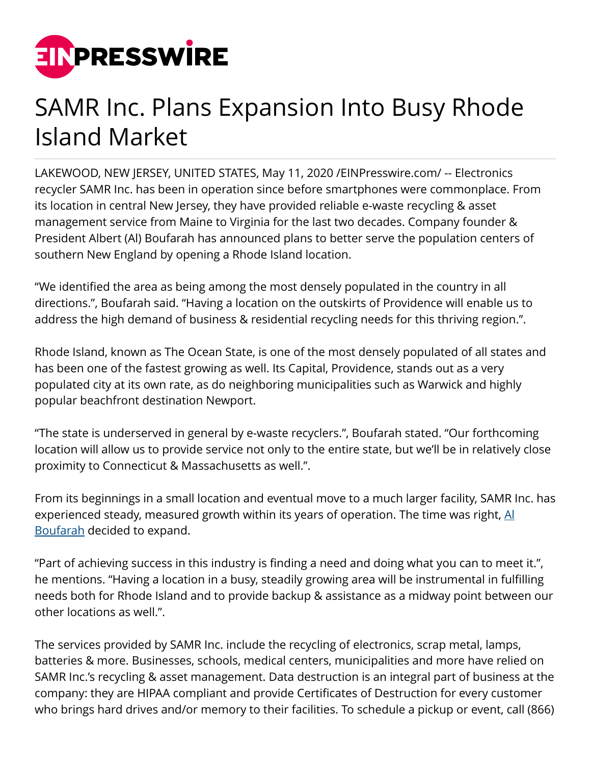# SAMR Inc. Plans Expansion Into Busy Rhode Island Market

LAKEWOOD, NEW JERSEY, UNITED STATES, May 11, 2020 /EINPresswire.com/ -- Electronics recycler SAMR Inc. has been in operation since before smartphones were commonplace. From its location in central New Jersey, they have provided reliable e-waste recycling & asset management service from Maine to Virginia for the last two decades. Company founder & President Albert (Al) Boufarah has announced plans to better serve the population centers of southern New England by opening a Rhode Island location.

“We identified the area as being among the most densely populated in the country in all directions.”, Boufarah said. “Having a location on the outskirts of Providence will enable us to address the high demand of business & residential recycling needs for this thriving region.”.

Rhode Island, known as The Ocean State, is one of the most densely populated of all states and has been one of the fastest growing as well. Its Capital, Providence, stands out as a very populated city at its own rate, as do neighboring municipalities such as Warwick and highly popular beachfront destination Newport.

“The state is underserved in general by e-waste recyclers.”, Boufarah stated. “Our forthcoming location will allow us to provide service not only to the entire state, but we’ll be in relatively close proximity to Connecticut & Massachusetts as well.”.

From its beginnings in a small location and eventual move to a much larger facility, SAMR Inc. has experienced steady, measured growth within its years of operation. The time was right, Al Boufarah decided to expand.

“Part of achieving success in this industry is finding a need and doing what you can to meet it.”, he mentions. “Having a location in a busy, steadily growing area will be instrumental in fulfilling needs both for Rhode Island and to provide backup & assistance as a midway point between our other locations as well.”.

The services provided by SAMR Inc. include the recycling of electronics, scrap metal, lamps, batteries & more. Businesses, schools, medical centers, municipalities and more have relied on SAMR Inc.’s recycling & asset management. Data destruction is an integral part of business at the company: they are HIPAA compliant and provide Certificates of Destruction for every customer who brings hard drives and/or memory to their facilities. To schedule a pickup or event, call (866)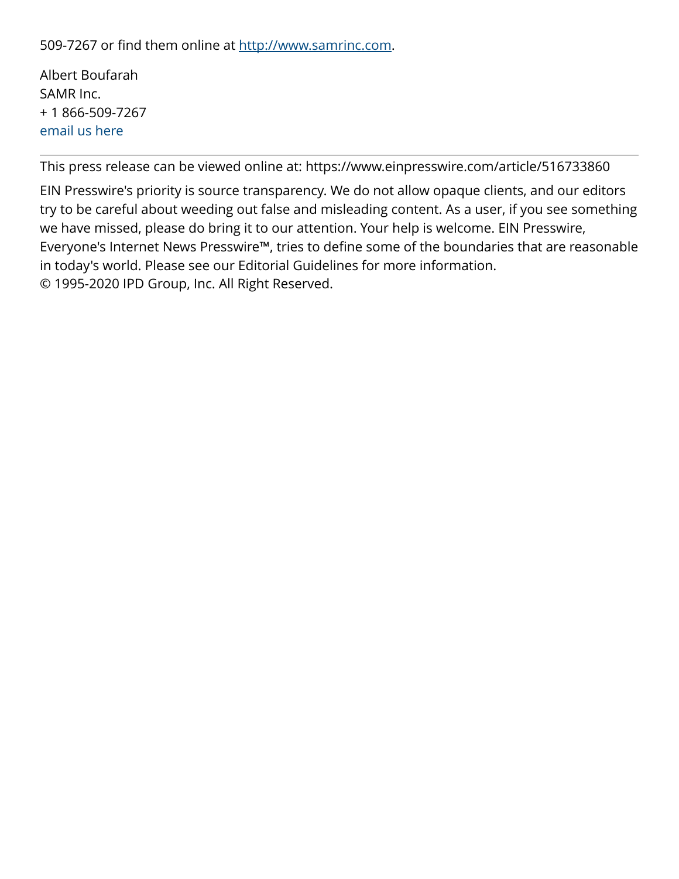509-7267 or find them online at http://www.samrinc.com.

Albert Boufarah
SAMR Inc.
+ 1 866-509-7267
email us here

---

This press release can be viewed online at: https://www.einpresswire.com/article/516733860

EIN Presswire's priority is source transparency. We do not allow opaque clients, and our editors try to be careful about weeding out false and misleading content. As a user, if you see something we have missed, please do bring it to our attention. Your help is welcome. EIN Presswire, Everyone's Internet News Presswire™, tries to define some of the boundaries that are reasonable in today's world. Please see our Editorial Guidelines for more information.
© 1995-2020 IPD Group, Inc. All Right Reserved.